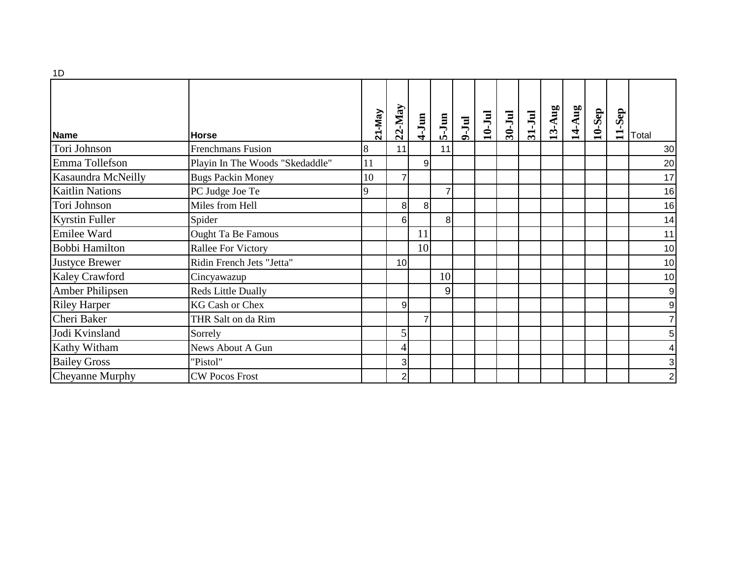1D

| Name | Horse | 21-May | 22-May | 4-Jun | 5-Jun | 9-Jul | 10-Jul | 30-Jul | 31-Jul | 13-Aug | 14-Aug | 10-Sep | 11-Sep | Total |
|---|---|---|---|---|---|---|---|---|---|---|---|---|---|---|
| Tori Johnson | Frenchmans Fusion | 8 | 11 | | 11 | | | | | | | | | 30 |
| Emma Tollefson | Playin In The Woods "Skedaddle" | 11 | | 9 | | | | | | | | | | 20 |
| Kasaundra McNeilly | Bugs Packin Money | 10 | 7 | | | | | | | | | | | 17 |
| Kaitlin Nations | PC Judge Joe Te | 9 | | | 7 | | | | | | | | | 16 |
| Tori Johnson | Miles from Hell | | 8 | 8 | | | | | | | | | | 16 |
| Kyrstin Fuller | Spider | | 6 | | 8 | | | | | | | | | 14 |
| Emilee Ward | Ought Ta Be Famous | | | 11 | | | | | | | | | | 11 |
| Bobbi Hamilton | Rallee For Victory | | | 10 | | | | | | | | | | 10 |
| Justyce Brewer | Ridin French Jets "Jetta" | | 10 | | | | | | | | | | | 10 |
| Kaley Crawford | Cincyawazup | | | | 10 | | | | | | | | | 10 |
| Amber Philipsen | Reds Little Dually | | | | 9 | | | | | | | | | 9 |
| Riley Harper | KG Cash or Chex | | 9 | | | | | | | | | | | 9 |
| Cheri Baker | THR Salt on da Rim | | | 7 | | | | | | | | | | 7 |
| Jodi Kvinsland | Sorrely | | 5 | | | | | | | | | | | 5 |
| Kathy Witham | News About A Gun | | 4 | | | | | | | | | | | 4 |
| Bailey Gross | "Pistol" | | 3 | | | | | | | | | | | 3 |
| Cheyanne Murphy | CW Pocos Frost | | 2 | | | | | | | | | | | 2 |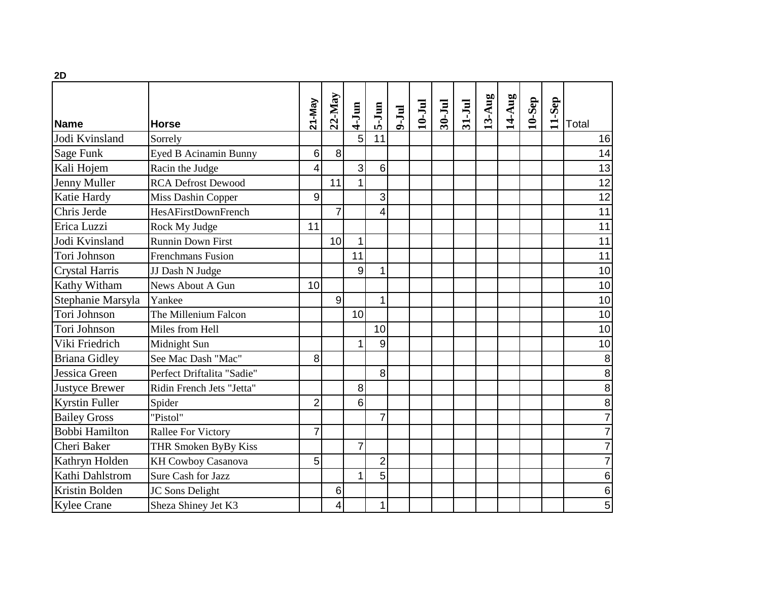**2D**

| Name | Horse | 21-May | 22-May | 4-Jun | 5-Jun | 9-Jul | 10-Jul | 30-Jul | 31-Jul | 13-Aug | 14-Aug | 10-Sep | 11-Sep | Total |
|---|---|---|---|---|---|---|---|---|---|---|---|---|---|---|
| Jodi Kvinsland | Sorrely | | | 5 | 11 | | | | | | | | | 16 |
| Sage Funk | Eyed B Acinamin Bunny | 6 | 8 | | | | | | | | | | | 14 |
| Kali Hojem | Racin the Judge | 4 | | 3 | 6 | | | | | | | | | 13 |
| Jenny Muller | RCA Defrost Dewood | | 11 | 1 | | | | | | | | | | 12 |
| Katie Hardy | Miss Dashin Copper | 9 | | | 3 | | | | | | | | | 12 |
| Chris Jerde | HesAFirstDownFrench | | 7 | | 4 | | | | | | | | | 11 |
| Erica Luzzi | Rock My Judge | 11 | | | | | | | | | | | | 11 |
| Jodi Kvinsland | Runnin Down First | | 10 | 1 | | | | | | | | | | 11 |
| Tori Johnson | Frenchmans Fusion | | | 11 | | | | | | | | | | 11 |
| Crystal Harris | JJ Dash N Judge | | | 9 | 1 | | | | | | | | | 10 |
| Kathy Witham | News About A Gun | 10 | | | | | | | | | | | | 10 |
| Stephanie Marsyla | Yankee | | 9 | | 1 | | | | | | | | | 10 |
| Tori Johnson | The Millenium Falcon | | | 10 | | | | | | | | | | 10 |
| Tori Johnson | Miles from Hell | | | | 10 | | | | | | | | | 10 |
| Viki Friedrich | Midnight Sun | | | 1 | 9 | | | | | | | | | 10 |
| Briana Gidley | See Mac Dash "Mac" | 8 | | | | | | | | | | | | 8 |
| Jessica Green | Perfect Driftalita "Sadie" | | | | 8 | | | | | | | | | 8 |
| Justyce Brewer | Ridin French Jets "Jetta" | | | 8 | | | | | | | | | | 8 |
| Kyrstin Fuller | Spider | 2 | | 6 | | | | | | | | | | 8 |
| Bailey Gross | "Pistol" | | | | 7 | | | | | | | | | 7 |
| Bobbi Hamilton | Rallee For Victory | 7 | | | | | | | | | | | | 7 |
| Cheri Baker | THR Smoken ByBy Kiss | | | 7 | | | | | | | | | | 7 |
| Kathryn Holden | KH Cowboy Casanova | 5 | | | 2 | | | | | | | | | 7 |
| Kathi Dahlstrom | Sure Cash for Jazz | | | 1 | 5 | | | | | | | | | 6 |
| Kristin Bolden | JC Sons Delight | | 6 | | | | | | | | | | | 6 |
| Kylee Crane | Sheza Shiney Jet K3 | | 4 | | 1 | | | | | | | | | 5 |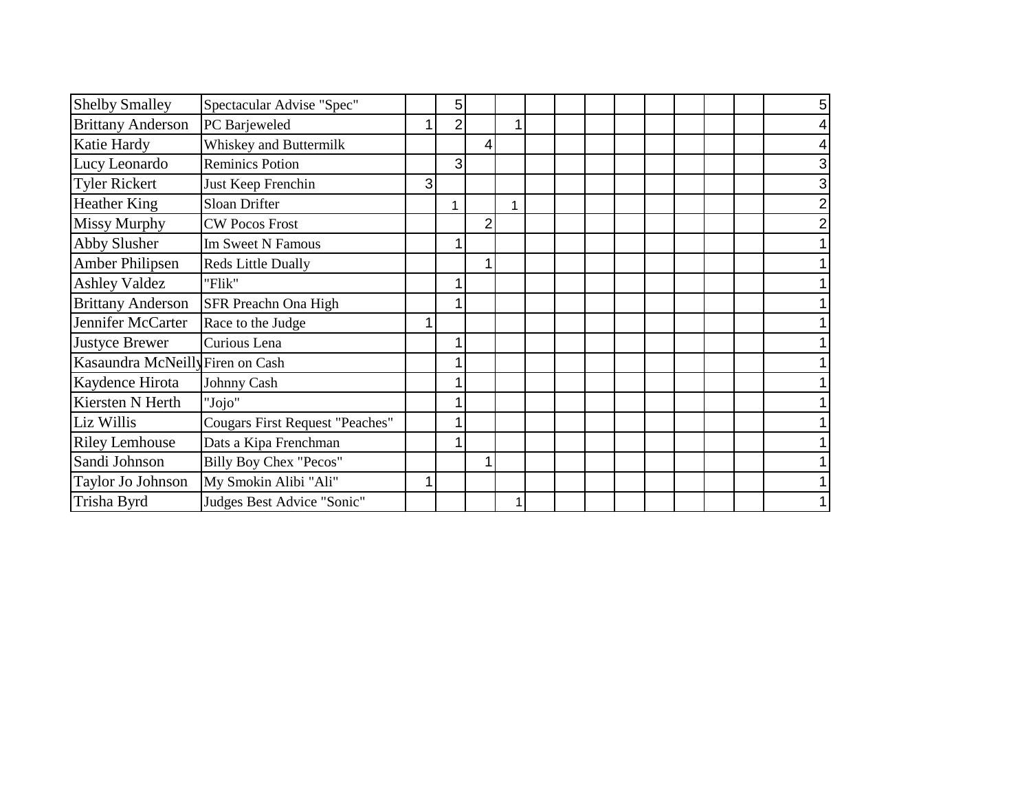| | | | | | | | | | | | | | | |
|---|---|---|---|---|---|---|---|---|---|---|---|---|---|---|
| Shelby Smalley | Spectacular Advise "Spec" | | 5 | | | | | | | | | | | 5 |
| Brittany Anderson | PC Barjeweled | 1 | 2 | | 1 | | | | | | | | | 4 |
| Katie Hardy | Whiskey and Buttermilk | | | 4 | | | | | | | | | | 4 |
| Lucy Leonardo | Reminics Potion | | 3 | | | | | | | | | | | 3 |
| Tyler Rickert | Just Keep Frenchin | 3 | | | | | | | | | | | | 3 |
| Heather King | Sloan Drifter | | 1 | | 1 | | | | | | | | | 2 |
| Missy Murphy | CW Pocos Frost | | | 2 | | | | | | | | | | 2 |
| Abby Slusher | Im Sweet N Famous | | 1 | | | | | | | | | | | 1 |
| Amber Philipsen | Reds Little Dually | | | 1 | | | | | | | | | | 1 |
| Ashley Valdez | "Flik" | | 1 | | | | | | | | | | | 1 |
| Brittany Anderson | SFR Preachn Ona High | | 1 | | | | | | | | | | | 1 |
| Jennifer McCarter | Race to the Judge | 1 | | | | | | | | | | | | 1 |
| Justyce Brewer | Curious Lena | | 1 | | | | | | | | | | | 1 |
| Kasaundra McNeilly | Firen on Cash | | 1 | | | | | | | | | | | 1 |
| Kaydence Hirota | Johnny Cash | | 1 | | | | | | | | | | | 1 |
| Kiersten N Herth | "Jojo" | | 1 | | | | | | | | | | | 1 |
| Liz Willis | Cougars First Request "Peaches" | | 1 | | | | | | | | | | | 1 |
| Riley Lemhouse | Dats a Kipa Frenchman | | 1 | | | | | | | | | | | 1 |
| Sandi Johnson | Billy Boy Chex "Pecos" | | | 1 | | | | | | | | | | 1 |
| Taylor Jo Johnson | My Smokin Alibi "Ali" | 1 | | | | | | | | | | | | 1 |
| Trisha Byrd | Judges Best Advice "Sonic" | | | | 1 | | | | | | | | | 1 |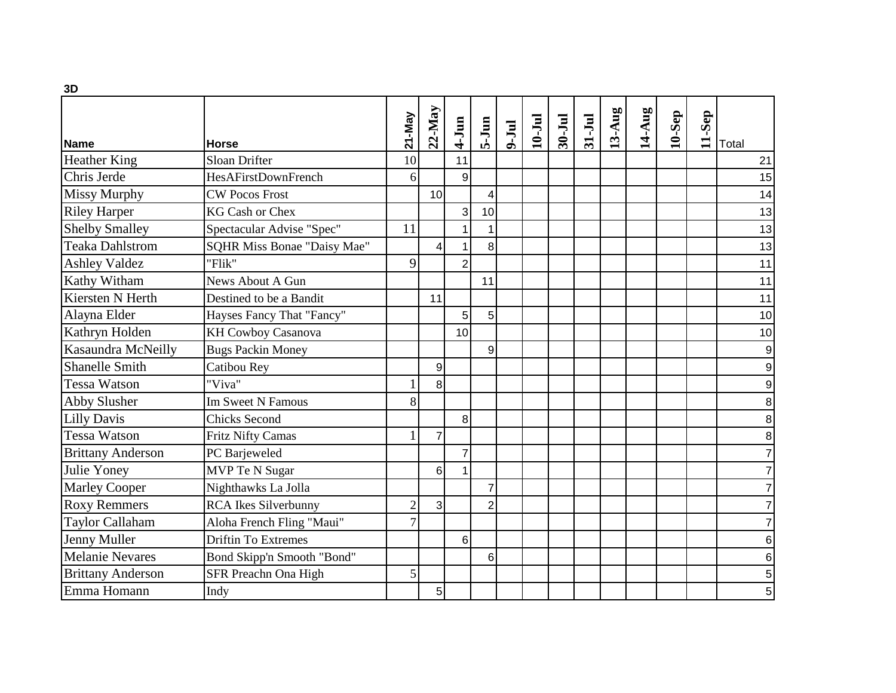**3D**

| Name | Horse | 21-May | 22-May | 4-Jun | 5-Jun | 9-Jul | 10-Jul | 30-Jul | 31-Jul | 13-Aug | 14-Aug | 10-Sep | 11-Sep | Total |
|---|---|---|---|---|---|---|---|---|---|---|---|---|---|---|
| Heather King | Sloan Drifter | 10 | | 11 | | | | | | | | | | 21 |
| Chris Jerde | HesAFirstDownFrench | 6 | | 9 | | | | | | | | | | 15 |
| Missy Murphy | CW Pocos Frost | | 10 | | 4 | | | | | | | | | 14 |
| Riley Harper | KG Cash or Chex | | | 3 | 10 | | | | | | | | | 13 |
| Shelby Smalley | Spectacular Advise "Spec" | 11 | | 1 | 1 | | | | | | | | | 13 |
| Teaka Dahlstrom | SQHR Miss Bonae "Daisy Mae" | | 4 | 1 | 8 | | | | | | | | | 13 |
| Ashley Valdez | "Flik" | 9 | | 2 | | | | | | | | | | 11 |
| Kathy Witham | News About A Gun | | | | 11 | | | | | | | | | 11 |
| Kiersten N Herth | Destined to be a Bandit | | 11 | | | | | | | | | | | 11 |
| Alayna Elder | Hayses Fancy That "Fancy" | | | 5 | 5 | | | | | | | | | 10 |
| Kathryn Holden | KH Cowboy Casanova | | | 10 | | | | | | | | | | 10 |
| Kasaundra McNeilly | Bugs Packin Money | | | | 9 | | | | | | | | | 9 |
| Shanelle Smith | Catibou Rey | | 9 | | | | | | | | | | | 9 |
| Tessa Watson | "Viva" | 1 | 8 | | | | | | | | | | | 9 |
| Abby Slusher | Im Sweet N Famous | 8 | | | | | | | | | | | | 8 |
| Lilly Davis | Chicks Second | | | 8 | | | | | | | | | | 8 |
| Tessa Watson | Fritz Nifty Camas | 1 | 7 | | | | | | | | | | | 8 |
| Brittany Anderson | PC Barjeweled | | | 7 | | | | | | | | | | 7 |
| Julie Yoney | MVP Te N Sugar | | 6 | 1 | | | | | | | | | | 7 |
| Marley Cooper | Nighthawks La Jolla | | | | 7 | | | | | | | | | 7 |
| Roxy Remmers | RCA Ikes Silverbunny | 2 | 3 | | 2 | | | | | | | | | 7 |
| Taylor Callaham | Aloha French Fling "Maui" | 7 | | | | | | | | | | | | 7 |
| Jenny Muller | Driftin To Extremes | | | 6 | | | | | | | | | | 6 |
| Melanie Nevares | Bond Skipp'n Smooth "Bond" | | | | 6 | | | | | | | | | 6 |
| Brittany Anderson | SFR Preachn Ona High | 5 | | | | | | | | | | | | 5 |
| Emma Homann | Indy | | 5 | | | | | | | | | | | 5 |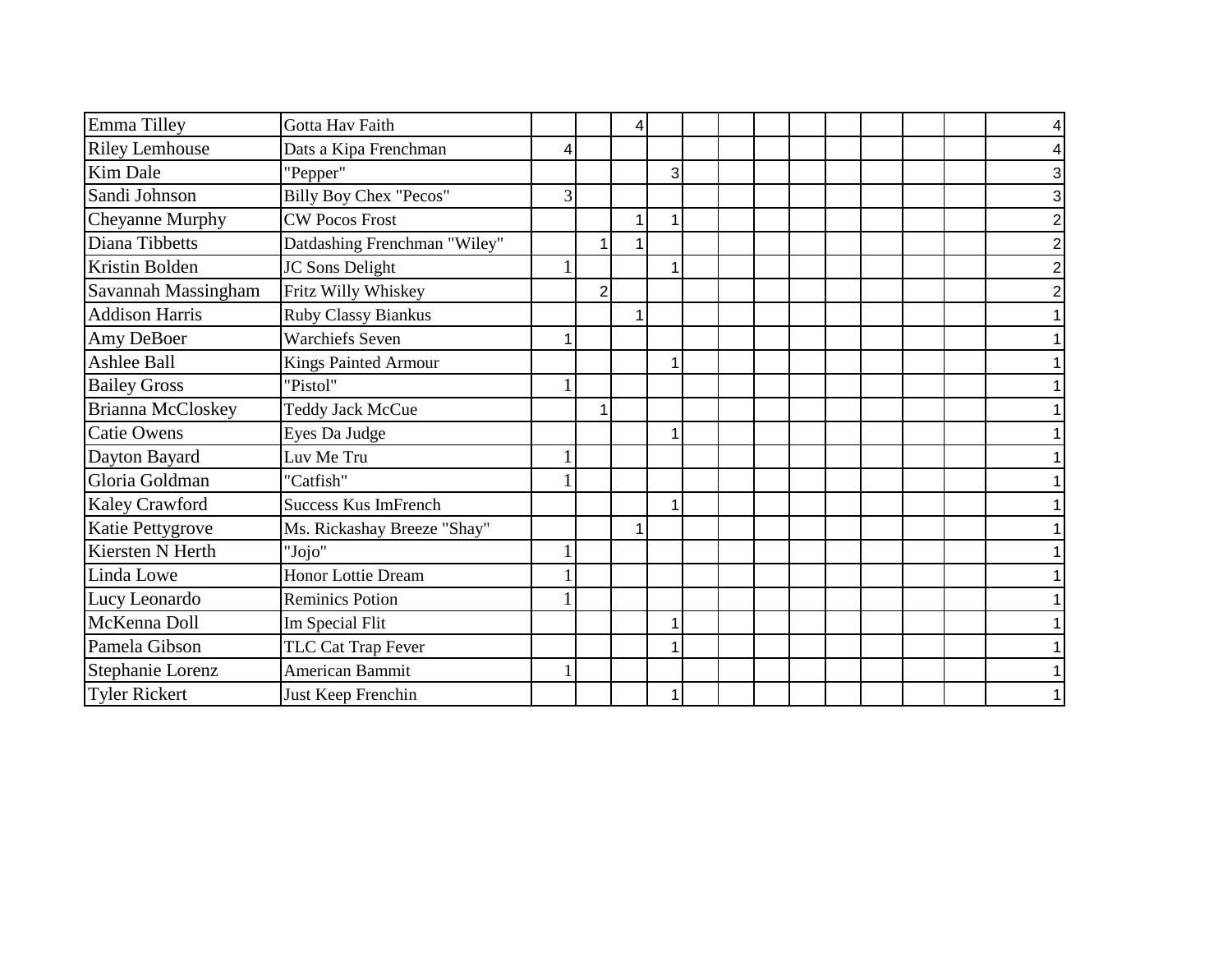| | | | | | | | | | | | | | | |
|---|---|---|---|---|---|---|---|---|---|---|---|---|---|---|
| Emma Tilley | Gotta Hav Faith | | | 4 | | | | | | | | | | 4 |
| Riley Lemhouse | Dats a Kipa Frenchman | 4 | | | | | | | | | | | | 4 |
| Kim Dale | "Pepper" | | | | 3 | | | | | | | | | 3 |
| Sandi Johnson | Billy Boy Chex "Pecos" | 3 | | | | | | | | | | | | 3 |
| Cheyanne Murphy | CW Pocos Frost | | | 1 | 1 | | | | | | | | | 2 |
| Diana Tibbetts | Datdashing Frenchman "Wiley" | | 1 | 1 | | | | | | | | | | 2 |
| Kristin Bolden | JC Sons Delight | 1 | | | 1 | | | | | | | | | 2 |
| Savannah Massingham | Fritz Willy Whiskey | | 2 | | | | | | | | | | | 2 |
| Addison Harris | Ruby Classy Biankus | | | 1 | | | | | | | | | | 1 |
| Amy DeBoer | Warchiefs Seven | 1 | | | | | | | | | | | | 1 |
| Ashlee Ball | Kings Painted Armour | | | | 1 | | | | | | | | | 1 |
| Bailey Gross | "Pistol" | 1 | | | | | | | | | | | | 1 |
| Brianna McCloskey | Teddy Jack McCue | | 1 | | | | | | | | | | | 1 |
| Catie Owens | Eyes Da Judge | | | | 1 | | | | | | | | | 1 |
| Dayton Bayard | Luv Me Tru | 1 | | | | | | | | | | | | 1 |
| Gloria Goldman | "Catfish" | 1 | | | | | | | | | | | | 1 |
| Kaley Crawford | Success Kus ImFrench | | | | 1 | | | | | | | | | 1 |
| Katie Pettygrove | Ms. Rickashay Breeze "Shay" | | | 1 | | | | | | | | | | 1 |
| Kiersten N Herth | "Jojo" | 1 | | | | | | | | | | | | 1 |
| Linda Lowe | Honor Lottie Dream | 1 | | | | | | | | | | | | 1 |
| Lucy Leonardo | Reminics Potion | 1 | | | | | | | | | | | | 1 |
| McKenna Doll | Im Special Flit | | | | 1 | | | | | | | | | 1 |
| Pamela Gibson | TLC Cat Trap Fever | | | | 1 | | | | | | | | | 1 |
| Stephanie Lorenz | American Bammit | 1 | | | | | | | | | | | | 1 |
| Tyler Rickert | Just Keep Frenchin | | | | 1 | | | | | | | | | 1 |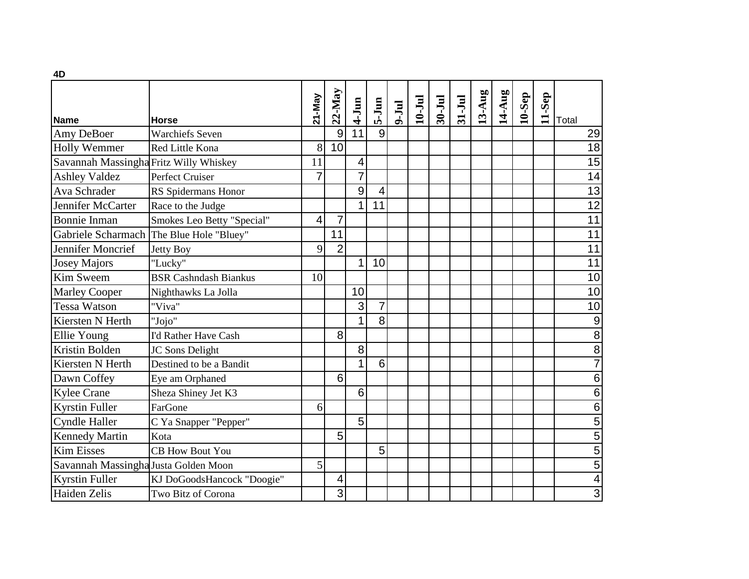**4D**

| Name | Horse | 21-May | 22-May | 4-Jun | 5-Jun | 9-Jul | 10-Jul | 30-Jul | 31-Jul | 13-Aug | 14-Aug | 10-Sep | 11-Sep | Total |
|---|---|---|---|---|---|---|---|---|---|---|---|---|---|---|
| Amy DeBoer | Warchiefs Seven | | 9 | 11 | 9 | | | | | | | | | 29 |
| Holly Wemmer | Red Little Kona | 8 | 10 | | | | | | | | | | | 18 |
| Savannah Massingha | Fritz Willy Whiskey | 11 | | 4 | | | | | | | | | | 15 |
| Ashley Valdez | Perfect Cruiser | 7 | | 7 | | | | | | | | | | 14 |
| Ava Schrader | RS Spidermans Honor | | | 9 | 4 | | | | | | | | | 13 |
| Jennifer McCarter | Race to the Judge | | | 1 | 11 | | | | | | | | | 12 |
| Bonnie Inman | Smokes Leo Betty "Special" | 4 | 7 | | | | | | | | | | | 11 |
| Gabriele Scharmach | The Blue Hole "Bluey" | | 11 | | | | | | | | | | | 11 |
| Jennifer Moncrief | Jetty Boy | 9 | 2 | | | | | | | | | | | 11 |
| Josey Majors | "Lucky" | | | 1 | 10 | | | | | | | | | 11 |
| Kim Sweem | BSR Cashndash Biankus | 10 | | | | | | | | | | | | 10 |
| Marley Cooper | Nighthawks La Jolla | | | 10 | | | | | | | | | | 10 |
| Tessa Watson | "Viva" | | | 3 | 7 | | | | | | | | | 10 |
| Kiersten N Herth | "Jojo" | | | 1 | 8 | | | | | | | | | 9 |
| Ellie Young | I'd Rather Have Cash | | 8 | | | | | | | | | | | 8 |
| Kristin Bolden | JC Sons Delight | | | 8 | | | | | | | | | | 8 |
| Kiersten N Herth | Destined to be a Bandit | | | 1 | 6 | | | | | | | | | 7 |
| Dawn Coffey | Eye am Orphaned | | 6 | | | | | | | | | | | 6 |
| Kylee Crane | Sheza Shiney Jet K3 | | | 6 | | | | | | | | | | 6 |
| Kyrstin Fuller | FarGone | 6 | | | | | | | | | | | | 6 |
| Cyndle Haller | C Ya Snapper "Pepper" | | | 5 | | | | | | | | | | 5 |
| Kennedy Martin | Kota | | 5 | | | | | | | | | | | 5 |
| Kim Eisses | CB How Bout You | | | | 5 | | | | | | | | | 5 |
| Savannah Massingha | Justa Golden Moon | 5 | | | | | | | | | | | | 5 |
| Kyrstin Fuller | KJ DoGoodsHancock "Doogie" | | 4 | | | | | | | | | | | 4 |
| Haiden Zelis | Two Bitz of Corona | | 3 | | | | | | | | | | | 3 |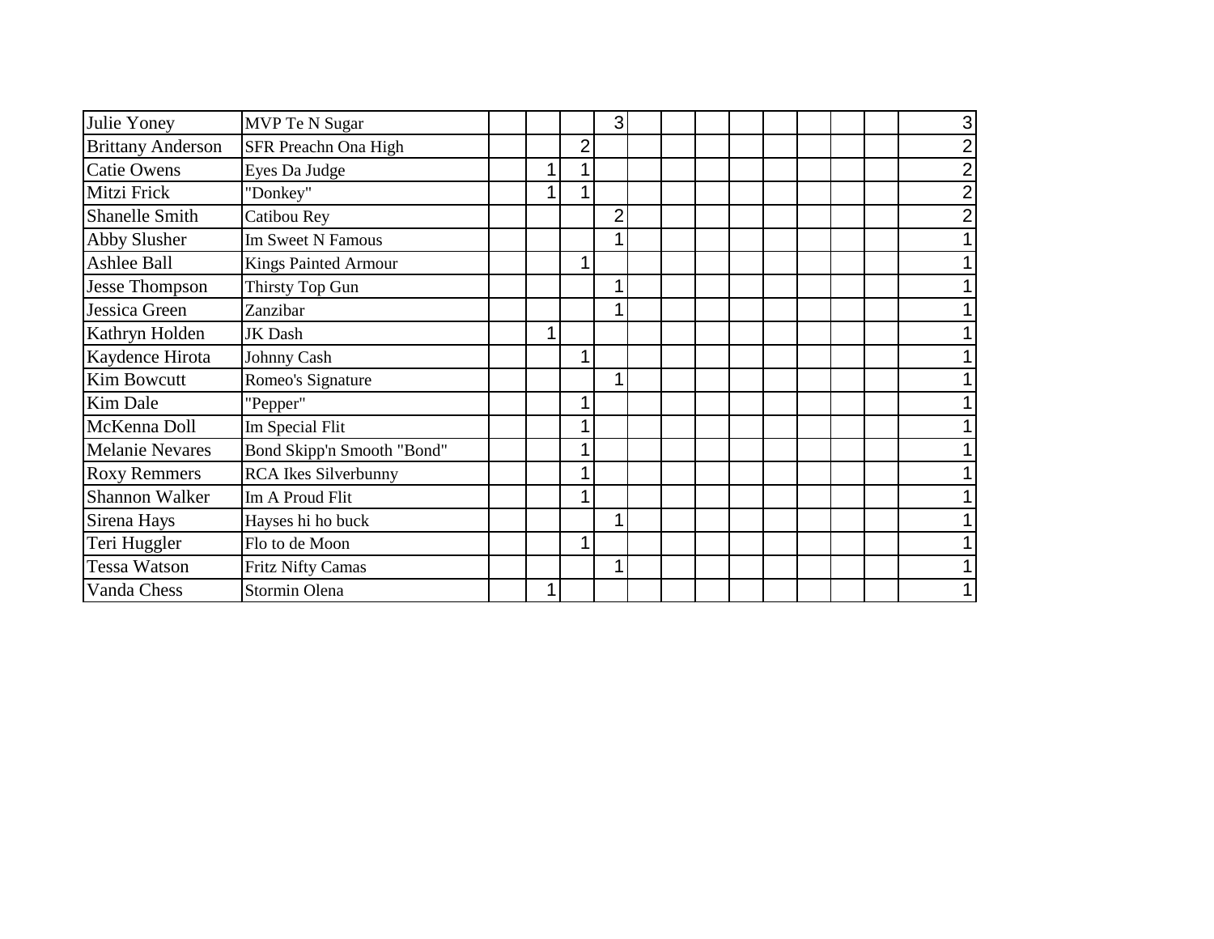| | | | | | | | | | | | | | | |
|---|---|---|---|---|---|---|---|---|---|---|---|---|---|---|
| Julie Yoney | MVP Te N Sugar | | | | 3 | | | | | | | | | 3 |
| Brittany Anderson | SFR Preachn Ona High | | | 2 | | | | | | | | | | 2 |
| Catie Owens | Eyes Da Judge | | 1 | 1 | | | | | | | | | | 2 |
| Mitzi Frick | "Donkey" | | 1 | 1 | | | | | | | | | | 2 |
| Shanelle Smith | Catibou Rey | | | | 2 | | | | | | | | | 2 |
| Abby Slusher | Im Sweet N Famous | | | | 1 | | | | | | | | | 1 |
| Ashlee Ball | Kings Painted Armour | | | 1 | | | | | | | | | | 1 |
| Jesse Thompson | Thirsty Top Gun | | | | 1 | | | | | | | | | 1 |
| Jessica Green | Zanzibar | | | | 1 | | | | | | | | | 1 |
| Kathryn Holden | JK Dash | | 1 | | | | | | | | | | | 1 |
| Kaydence Hirota | Johnny Cash | | | 1 | | | | | | | | | | 1 |
| Kim Bowcutt | Romeo's Signature | | | | 1 | | | | | | | | | 1 |
| Kim Dale | "Pepper" | | | 1 | | | | | | | | | | 1 |
| McKenna Doll | Im Special Flit | | | 1 | | | | | | | | | | 1 |
| Melanie Nevares | Bond Skipp'n Smooth "Bond" | | | 1 | | | | | | | | | | 1 |
| Roxy Remmers | RCA Ikes Silverbunny | | | 1 | | | | | | | | | | 1 |
| Shannon Walker | Im A Proud Flit | | | 1 | | | | | | | | | | 1 |
| Sirena Hays | Hayses hi ho buck | | | | 1 | | | | | | | | | 1 |
| Teri Huggler | Flo to de Moon | | | 1 | | | | | | | | | | 1 |
| Tessa Watson | Fritz Nifty Camas | | | | 1 | | | | | | | | | 1 |
| Vanda Chess | Stormin Olena | | 1 | | | | | | | | | | | 1 |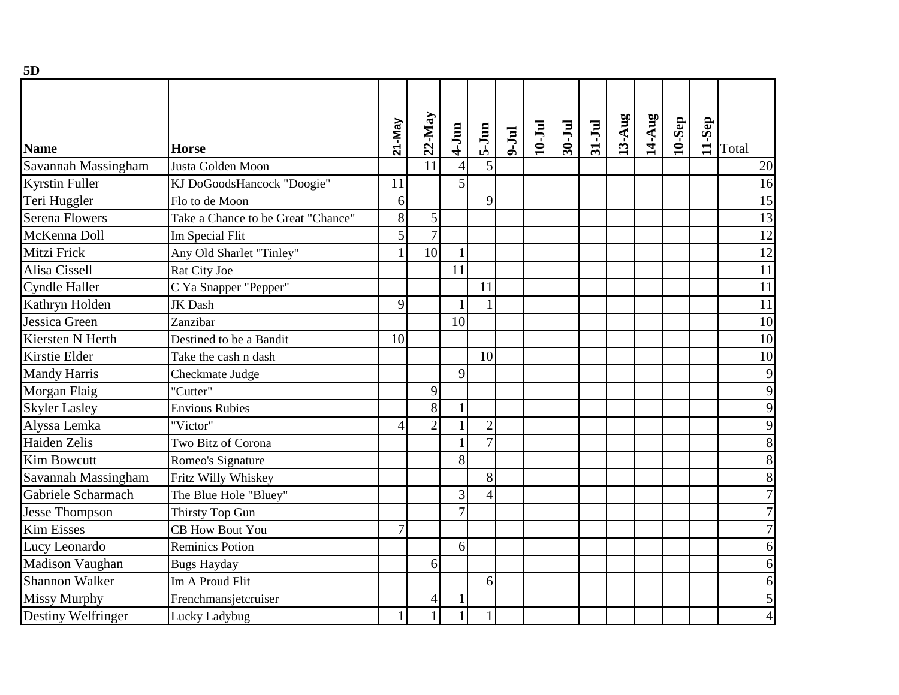**5D**

| Name | Horse | 21-May | 22-May | 4-Jun | 5-Jun | 9-Jul | 10-Jul | 30-Jul | 31-Jul | 13-Aug | 14-Aug | 10-Sep | 11-Sep | Total |
|---|---|---|---|---|---|---|---|---|---|---|---|---|---|---|
| Savannah Massingham | Justa Golden Moon | | 11 | 4 | 5 | | | | | | | | | 20 |
| Kyrstin Fuller | KJ DoGoodsHancock "Doogie" | 11 | | 5 | | | | | | | | | | 16 |
| Teri Huggler | Flo to de Moon | 6 | | | 9 | | | | | | | | | 15 |
| Serena Flowers | Take a Chance to be Great "Chance" | 8 | 5 | | | | | | | | | | | 13 |
| McKenna Doll | Im Special Flit | 5 | 7 | | | | | | | | | | | 12 |
| Mitzi Frick | Any Old Sharlet "Tinley" | 1 | 10 | 1 | | | | | | | | | | 12 |
| Alisa Cissell | Rat City Joe | | | 11 | | | | | | | | | | 11 |
| Cyndle Haller | C Ya Snapper "Pepper" | | | | 11 | | | | | | | | | 11 |
| Kathryn Holden | JK Dash | 9 | | 1 | 1 | | | | | | | | | 11 |
| Jessica Green | Zanzibar | | | 10 | | | | | | | | | | 10 |
| Kiersten N Herth | Destined to be a Bandit | 10 | | | | | | | | | | | | 10 |
| Kirstie Elder | Take the cash n dash | | | | 10 | | | | | | | | | 10 |
| Mandy Harris | Checkmate Judge | | | 9 | | | | | | | | | | 9 |
| Morgan Flaig | "Cutter" | | 9 | | | | | | | | | | | 9 |
| Skyler Lasley | Envious Rubies | | 8 | 1 | | | | | | | | | | 9 |
| Alyssa Lemka | "Victor" | 4 | 2 | 1 | 2 | | | | | | | | | 9 |
| Haiden Zelis | Two Bitz of Corona | | | 1 | 7 | | | | | | | | | 8 |
| Kim Bowcutt | Romeo's Signature | | | 8 | | | | | | | | | | 8 |
| Savannah Massingham | Fritz Willy Whiskey | | | | 8 | | | | | | | | | 8 |
| Gabriele Scharmach | The Blue Hole "Bluey" | | | 3 | 4 | | | | | | | | | 7 |
| Jesse Thompson | Thirsty Top Gun | | | 7 | | | | | | | | | | 7 |
| Kim Eisses | CB How Bout You | 7 | | | | | | | | | | | | 7 |
| Lucy Leonardo | Reminics Potion | | | 6 | | | | | | | | | | 6 |
| Madison Vaughan | Bugs Hayday | | 6 | | | | | | | | | | | 6 |
| Shannon Walker | Im A Proud Flit | | | | 6 | | | | | | | | | 6 |
| Missy Murphy | Frenchmansjetcruiser | | 4 | 1 | | | | | | | | | | 5 |
| Destiny Welfringer | Lucky Ladybug | 1 | 1 | 1 | 1 | | | | | | | | | 4 |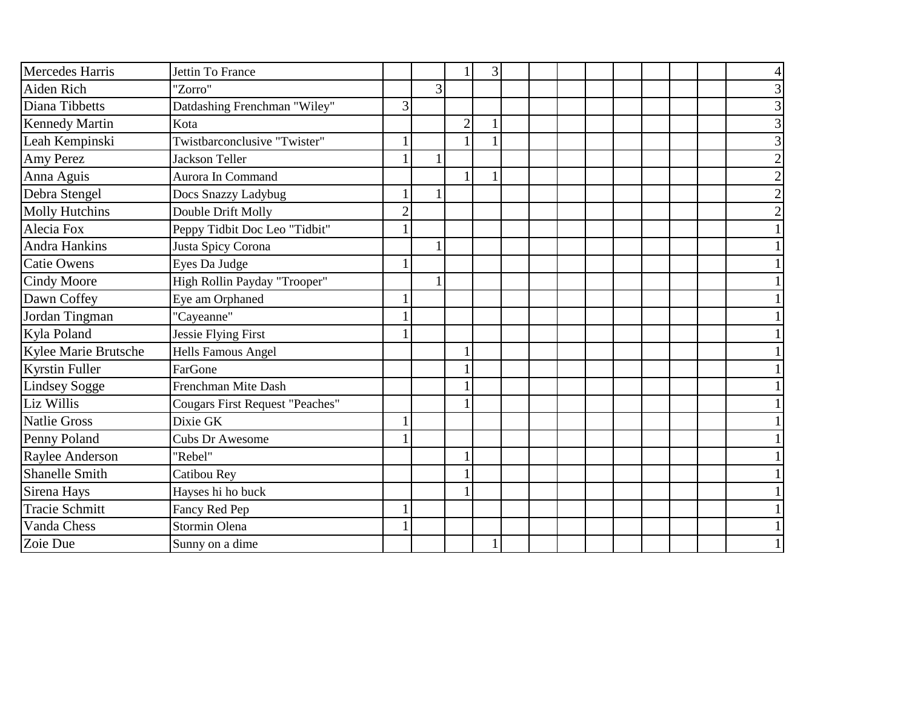| | | | | | | | | | | | | | | |
|---|---|---|---|---|---|---|---|---|---|---|---|---|---|---|
| Mercedes Harris | Jettin To France | | | 1 | 3 | | | | | | | | | 4 |
| Aiden Rich | "Zorro" | | 3 | | | | | | | | | | | 3 |
| Diana Tibbetts | Datdashing Frenchman "Wiley" | 3 | | | | | | | | | | | | 3 |
| Kennedy Martin | Kota | | | 2 | 1 | | | | | | | | | 3 |
| Leah Kempinski | Twistbarconclusive "Twister" | 1 | | 1 | 1 | | | | | | | | | 3 |
| Amy Perez | Jackson Teller | 1 | 1 | | | | | | | | | | | 2 |
| Anna Aguis | Aurora In Command | | | 1 | 1 | | | | | | | | | 2 |
| Debra Stengel | Docs Snazzy Ladybug | 1 | 1 | | | | | | | | | | | 2 |
| Molly Hutchins | Double Drift Molly | 2 | | | | | | | | | | | | 2 |
| Alecia Fox | Peppy Tidbit Doc Leo "Tidbit" | 1 | | | | | | | | | | | | 1 |
| Andra Hankins | Justa Spicy Corona | | 1 | | | | | | | | | | | 1 |
| Catie Owens | Eyes Da Judge | 1 | | | | | | | | | | | | 1 |
| Cindy Moore | High Rollin Payday "Trooper" | | 1 | | | | | | | | | | | 1 |
| Dawn Coffey | Eye am Orphaned | 1 | | | | | | | | | | | | 1 |
| Jordan Tingman | "Cayeanne" | 1 | | | | | | | | | | | | 1 |
| Kyla Poland | Jessie Flying First | 1 | | | | | | | | | | | | 1 |
| Kylee Marie Brutsche | Hells Famous Angel | | | 1 | | | | | | | | | | 1 |
| Kyrstin Fuller | FarGone | | | 1 | | | | | | | | | | 1 |
| Lindsey Sogge | Frenchman Mite Dash | | | 1 | | | | | | | | | | 1 |
| Liz Willis | Cougars First Request "Peaches" | | | 1 | | | | | | | | | | 1 |
| Natlie Gross | Dixie GK | 1 | | | | | | | | | | | | 1 |
| Penny Poland | Cubs Dr Awesome | 1 | | | | | | | | | | | | 1 |
| Raylee Anderson | "Rebel" | | | 1 | | | | | | | | | | 1 |
| Shanelle Smith | Catibou Rey | | | 1 | | | | | | | | | | 1 |
| Sirena Hays | Hayses hi ho buck | | | 1 | | | | | | | | | | 1 |
| Tracie Schmitt | Fancy Red Pep | 1 | | | | | | | | | | | | 1 |
| Vanda Chess | Stormin Olena | 1 | | | | | | | | | | | | 1 |
| Zoie Due | Sunny on a dime | | | | 1 | | | | | | | | | 1 |